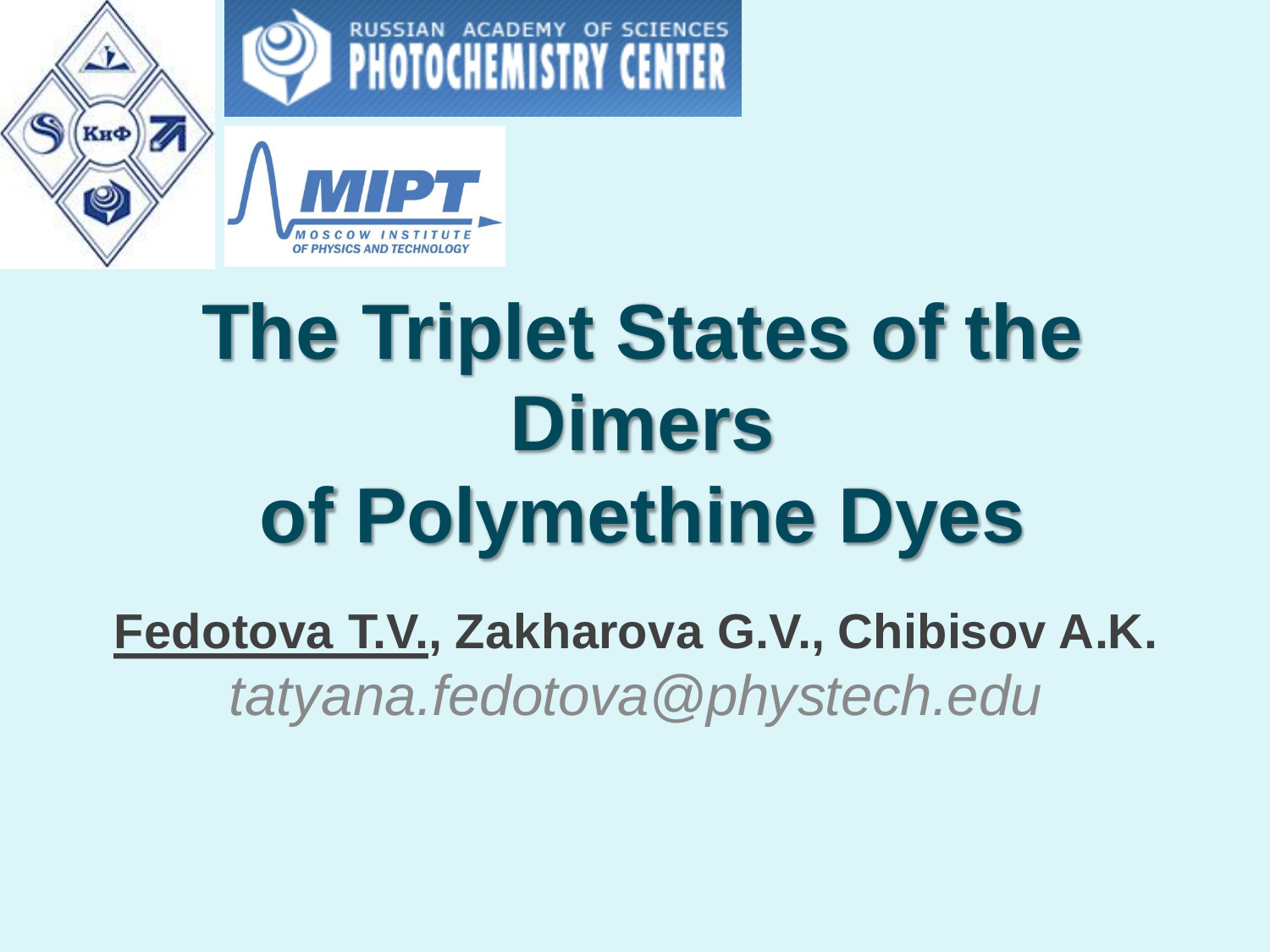RUSSIAN ACADEMY OF SCIENCES
PHOTOCHEMISTRY CENTER

MIPT
MOSCOW INSTITUTE OF PHYSICS AND TECHNOLOGY

# The Triplet States of the Dimers of Polymethine Dyes

**Fedotova T.V., Zakharova G.V., Chibisov A.K.**

*tatyana.fedotova@phystech.edu*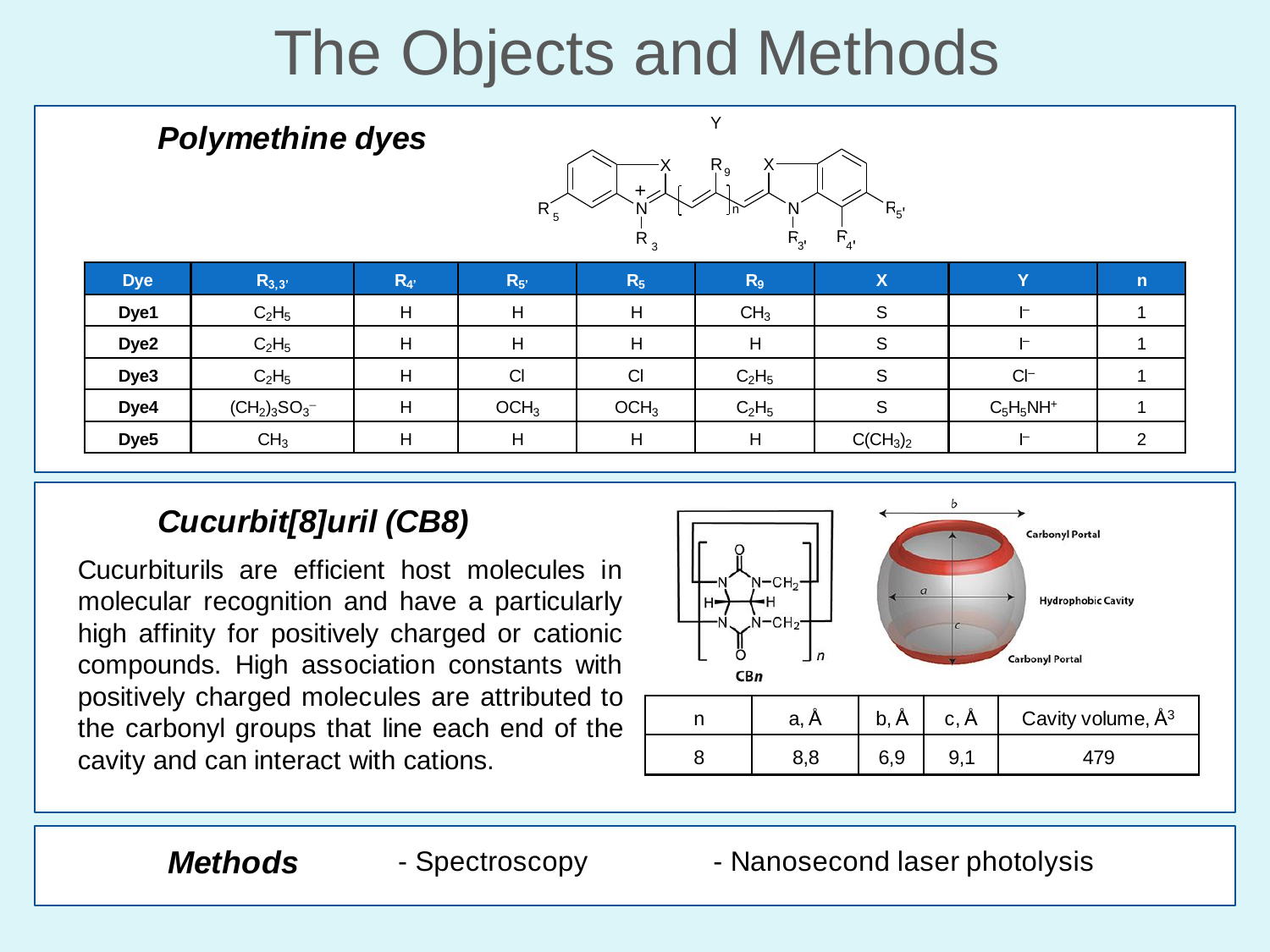# The Objects and Methods

## *Polymethine dyes*

| Dye | $R_{3,3'}$ | $R_{4'}$ | $R_{5'}$ | $R_5$ | $R_9$ | X | Y | n |
|---|---|---|---|---|---|---|---|---|
| **Dye1** | $C_2H_5$ | H | H | H | $CH_3$ | S | $I^-$ | 1 |
| **Dye2** | $C_2H_5$ | H | H | H | H | S | $I^-$ | 1 |
| **Dye3** | $C_2H_5$ | H | Cl | Cl | $C_2H_5$ | S | $Cl^-$ | 1 |
| **Dye4** | $(CH_2)_3SO_3^-$ | H | $OCH_3$ | $OCH_3$ | $C_2H_5$ | S | $C_5H_5NH^+$ | 1 |
| **Dye5** | $CH_3$ | H | H | H | H | $C(CH_3)_2$ | $I^-$ | 2 |

## *Cucurbit[8]uril (CB8)*

Cucurbiturils are efficient host molecules in molecular recognition and have a particularly high affinity for positively charged or cationic compounds. High association constants with positively charged molecules are attributed to the carbonyl groups that line each end of the cavity and can interact with cations.

| n | a, Å | b, Å | c, Å | Cavity volume, $Å^3$ |
|---|---|---|---|---|
| 8 | 8,8 | 6,9 | 9,1 | 479 |

## *Methods*

- Spectroscopy
- Nanosecond laser photolysis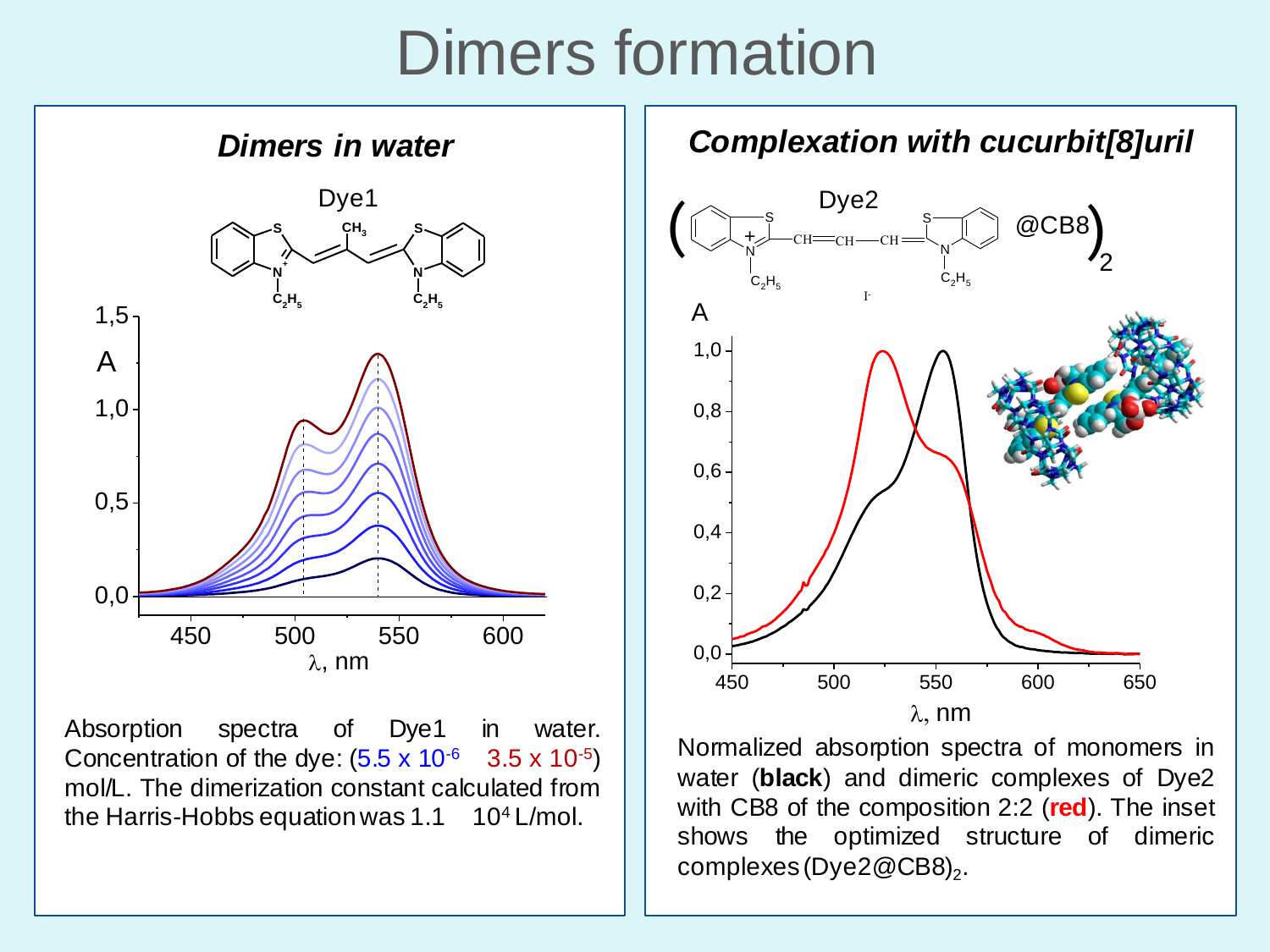# Dimers formation

## *Dimers in water*

Absorption spectra of Dye1 in water. Concentration of the dye: (5.5 x $10^{-6}$ 3.5 x $10^{-5}$) mol/L. The dimerization constant calculated from the Harris-Hobbs equation was 1.1 $10^4$ L/mol.

## *Complexation with cucurbit[8]uril*

Normalized absorption spectra of monomers in water (**black**) and dimeric complexes of Dye2 with CB8 of the composition 2:2 (**red**). The inset shows the optimized structure of dimeric complexes $(Dye2@CB8)_2$.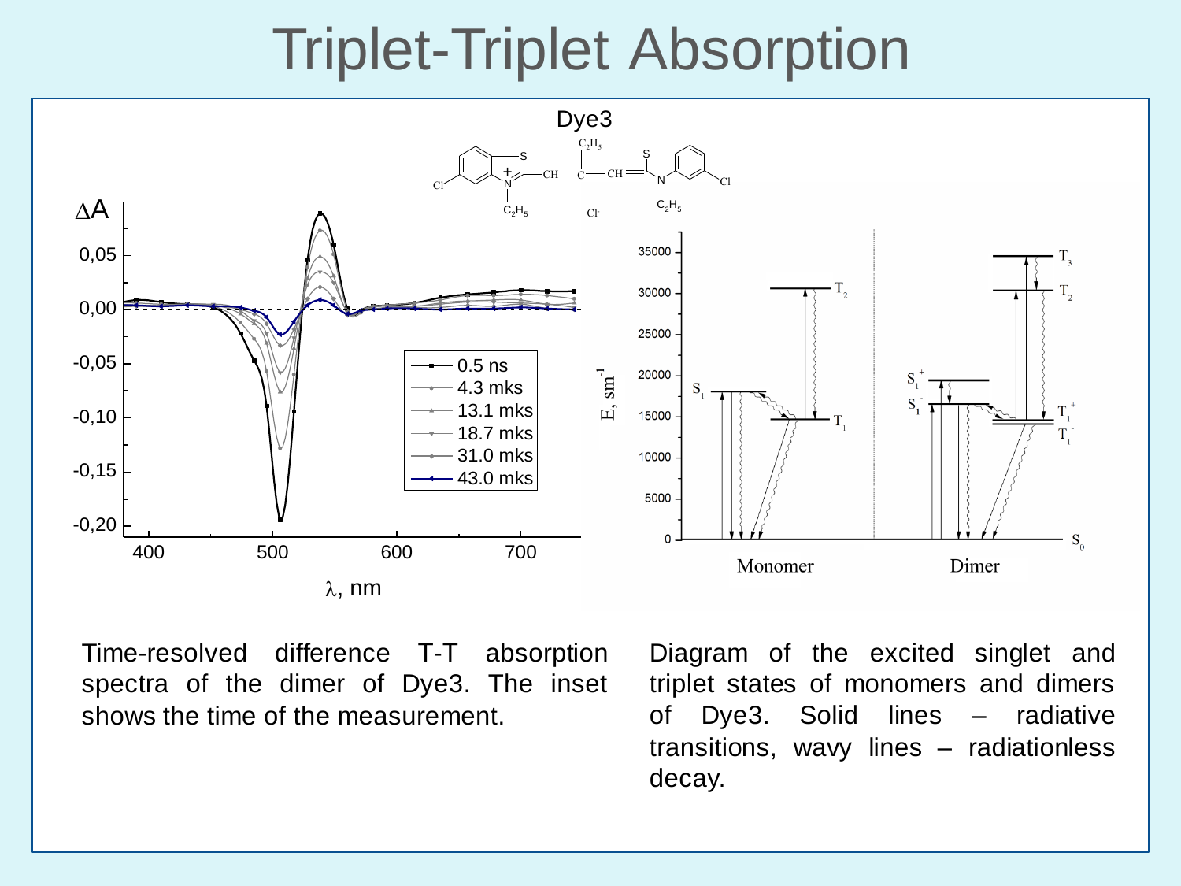# Triplet-Triplet Absorption

Time-resolved difference T-T absorption spectra of the dimer of Dye3. The inset shows the time of the measurement.

Diagram of the excited singlet and triplet states of monomers and dimers of Dye3. Solid lines – radiative transitions, wavy lines – radiationless decay.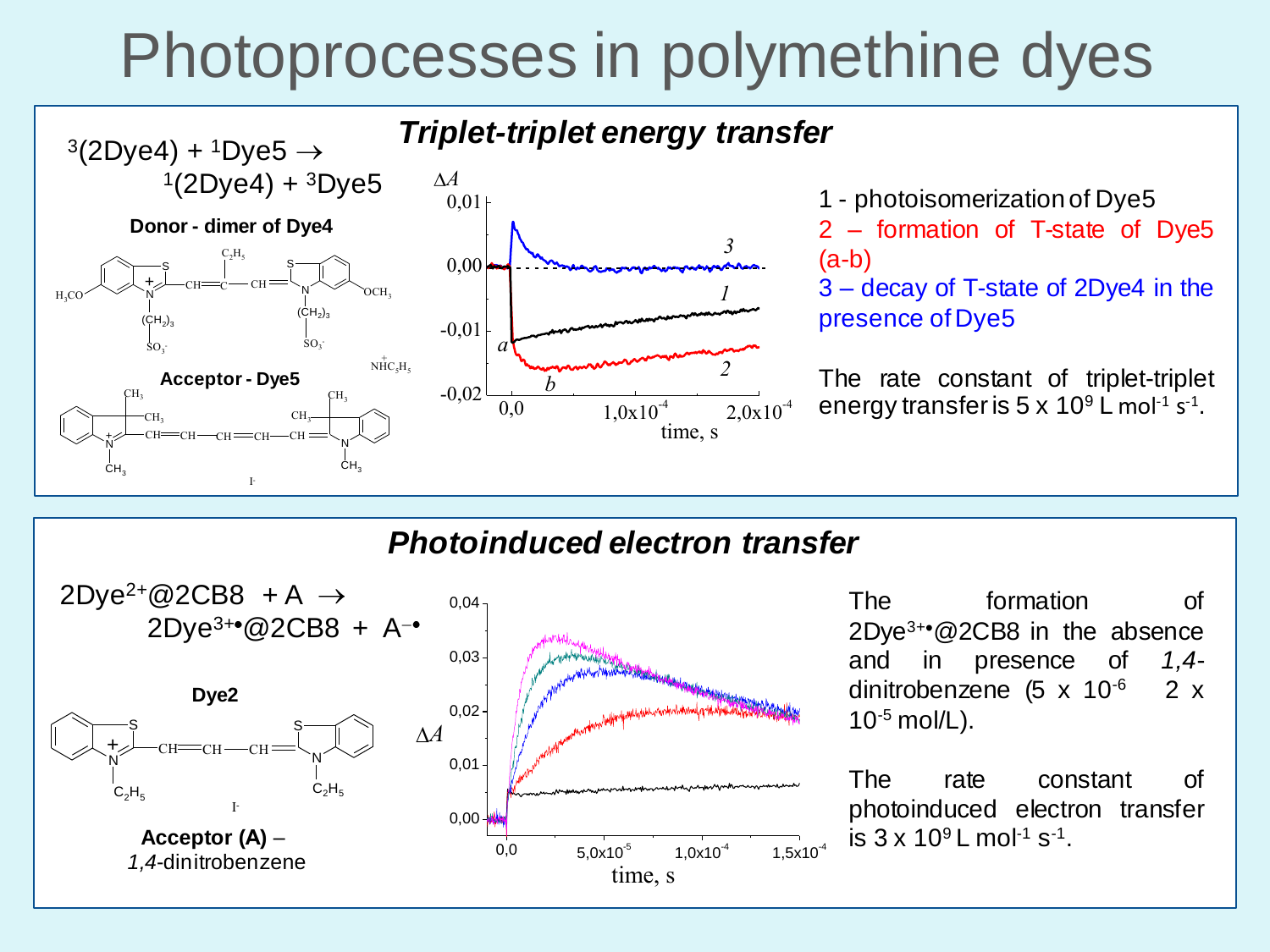# Photoprocesses in polymethine dyes

## Triplet-triplet energy transfer

$^3(2Dye4) + {}^1Dye5 \rightarrow {}^1(2Dye4) + {}^3Dye5$

**Donor - dimer of Dye4**

**Acceptor - Dye5**

1 - photoisomerization of Dye5

2 – formation of T-state of Dye5 (a-b)

3 – decay of T-state of 2Dye4 in the presence of Dye5

The rate constant of triplet-triplet energy transfer is $5 \times 10^9$ L mol$^{-1}$ s$^{-1}$.

## Photoinduced electron transfer

$2Dye^{2+}@2CB8 + A \rightarrow 2Dye^{3+\bullet}@2CB8 + A^{-\bullet}$

**Dye2**

**Acceptor (A)** – *1,4*-dinitrobenzene

The formation of $2Dye^{3+\bullet}@2CB8$ in the absence and in presence of *1,4*-dinitrobenzene ($5 \times 10^{-6}$ $2 \times 10^{-5}$ mol/L).

The rate constant of photoinduced electron transfer is $3 \times 10^9$ L mol$^{-1}$ s$^{-1}$.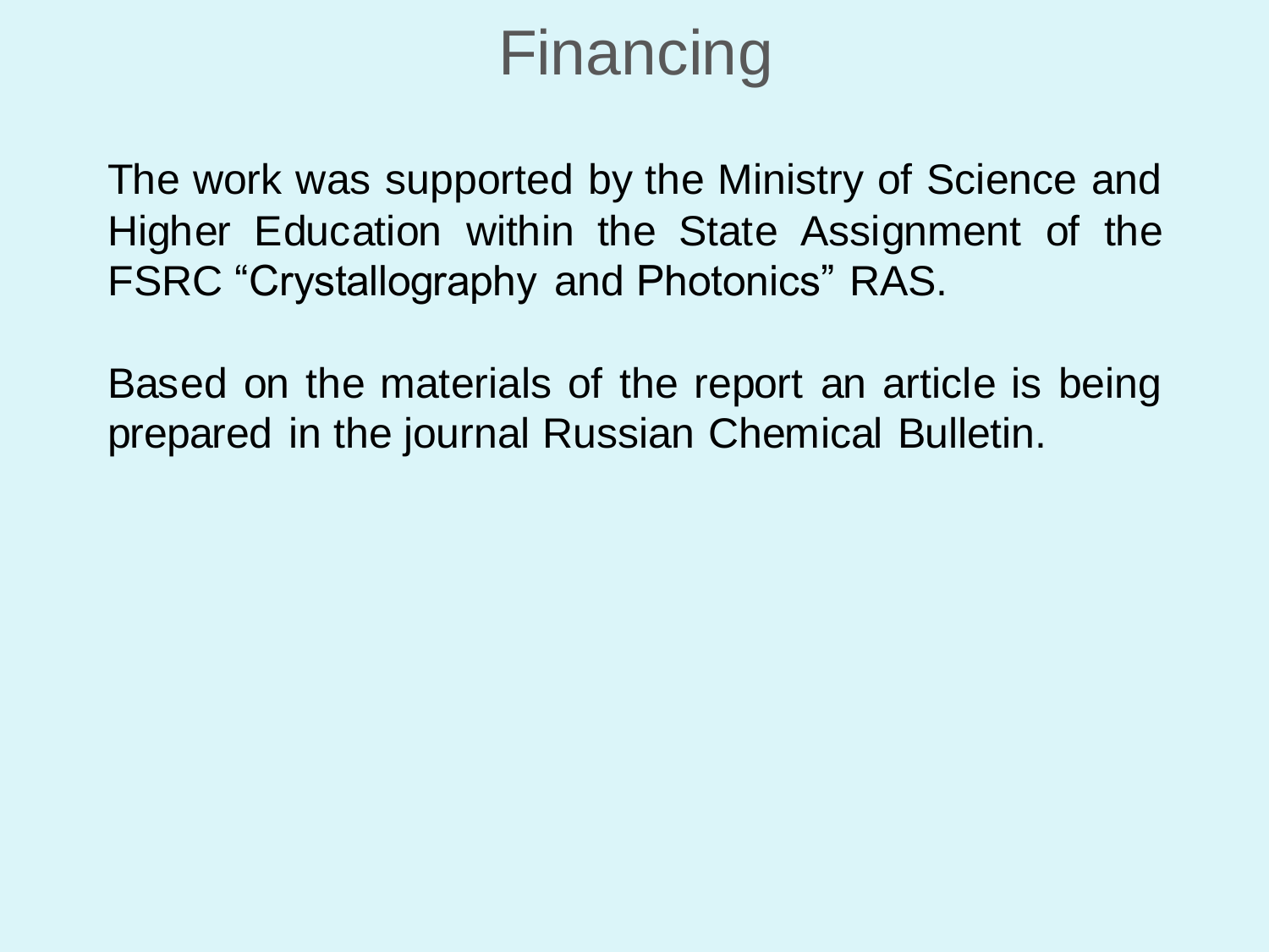# Financing

The work was supported by the Ministry of Science and Higher Education within the State Assignment of the FSRC “Crystallography and Photonics” RAS.

Based on the materials of the report an article is being prepared in the journal Russian Chemical Bulletin.